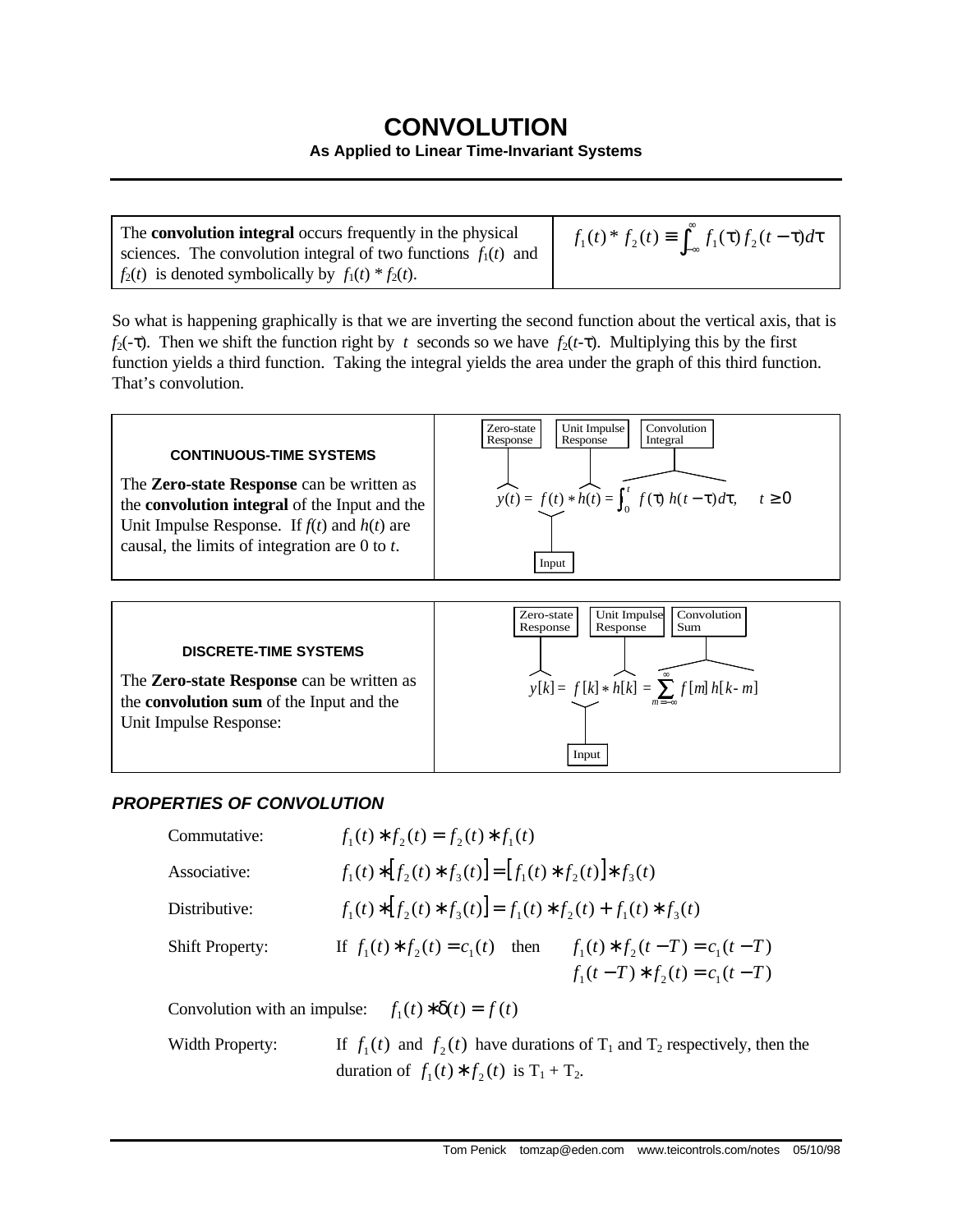# CONVOLUTION

**As Applied to Linear Time-Invariant Systems**

| | |
|---|---|
| The **convolution integral** occurs frequently in the physical sciences. The convolution integral of two functions $f_1(t)$ and $f_2(t)$ is denoted symbolically by $f_1(t) * f_2(t)$. | $f_1(t) * f_2(t) \equiv \int_{-\infty}^{\infty} f_1(\tau) f_2(t-\tau) d\tau$ |

So what is happening graphically is that we are inverting the second function about the vertical axis, that is $f_2(-\tau)$. Then we shift the function right by $t$ seconds so we have $f_2(t-\tau)$. Multiplying this by the first function yields a third function. Taking the integral yields the area under the graph of this third function. That's convolution.

**CONTINUOUS-TIME SYSTEMS**

The **Zero-state Response** can be written as the **convolution integral** of the Input and the Unit Impulse Response. If $f(t)$ and $h(t)$ are causal, the limits of integration are 0 to $t$.

$$\underbrace{y(t)}_{\text{Zero-state Response}} = \underbrace{f(t)}_{\text{Input}} * \underbrace{h(t)}_{\text{Unit Impulse Response}} = \underbrace{\int_0^t f(\tau)\, h(t-\tau) d\tau}_{\text{Convolution Integral}}, \quad t \geq 0$$

**DISCRETE-TIME SYSTEMS**

The **Zero-state Response** can be written as the **convolution sum** of the Input and the Unit Impulse Response:

$$\underbrace{y[k]}_{\text{Zero-state Response}} = \underbrace{f[k]}_{\text{Input}} * \underbrace{h[k]}_{\text{Unit Impulse Response}} = \underbrace{\sum_{m=-\infty}^{\infty} f[m]\, h[k-m]}_{\text{Convolution Sum}}$$

### *PROPERTIES OF CONVOLUTION*

Commutative: $f_1(t) * f_2(t) = f_2(t) * f_1(t)$

Associative: $f_1(t) * [f_2(t) * f_3(t)] = [f_1(t) * f_2(t)] * f_3(t)$

Distributive: $f_1(t) * [f_2(t) * f_3(t)] = f_1(t) * f_2(t) + f_1(t) * f_3(t)$

Shift Property: If $f_1(t) * f_2(t) = c_1(t)$ then $f_1(t) * f_2(t-T) = c_1(t-T)$
$f_1(t-T) * f_2(t) = c_1(t-T)$

Convolution with an impulse: $f_1(t) * \delta(t) = f(t)$

Width Property: If $f_1(t)$ and $f_2(t)$ have durations of $T_1$ and $T_2$ respectively, then the duration of $f_1(t) * f_2(t)$ is $T_1 + T_2$.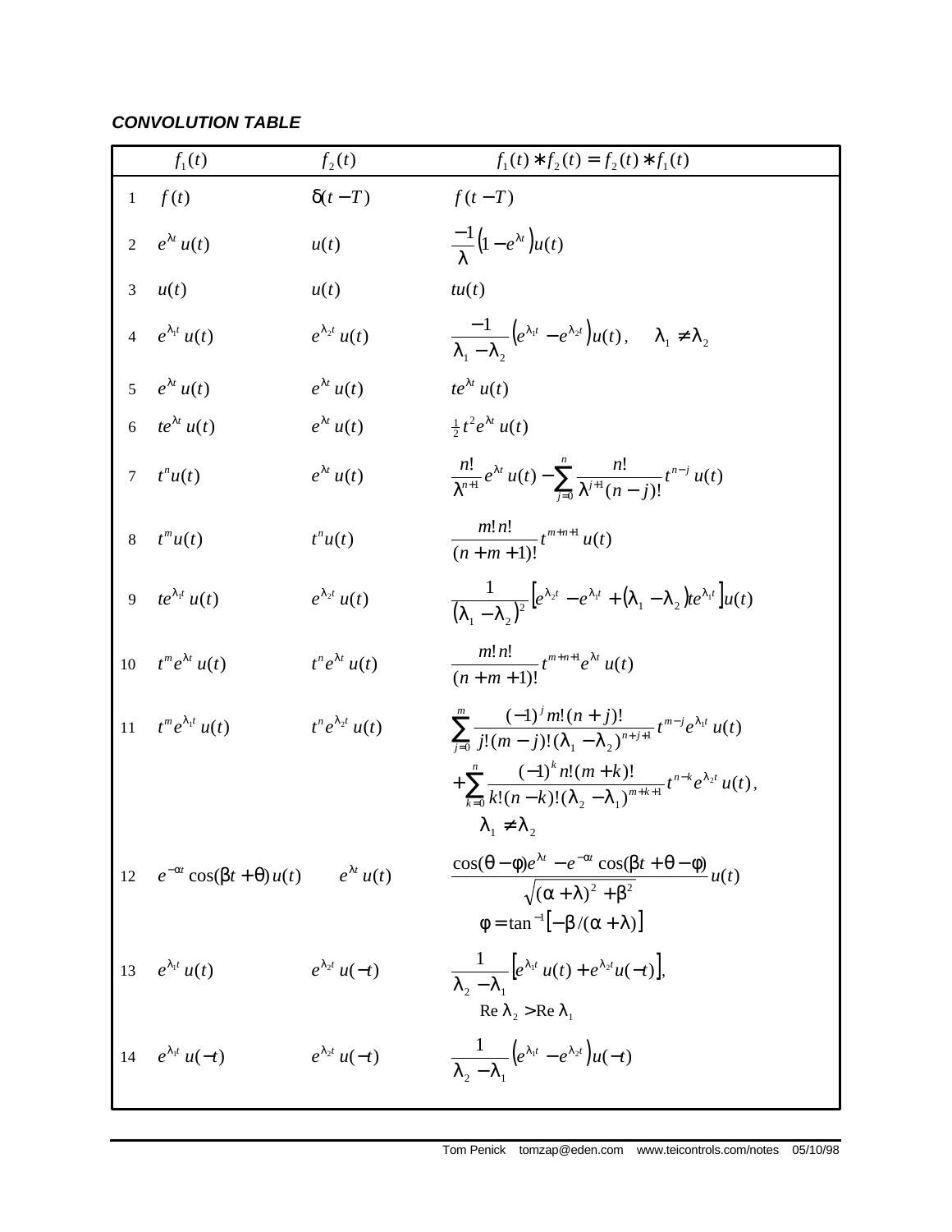***CONVOLUTION TABLE***

| | $f_1(t)$ | $f_2(t)$ | $f_1(t) * f_2(t) = f_2(t) * f_1(t)$ |
|---|---|---|---|
| 1 | $f(t)$ | $\delta(t-T)$ | $f(t-T)$ |
| 2 | $e^{\lambda t}u(t)$ | $u(t)$ | $\frac{-1}{\lambda}\left(1-e^{\lambda t}\right)u(t)$ |
| 3 | $u(t)$ | $u(t)$ | $tu(t)$ |
| 4 | $e^{\lambda_1 t}u(t)$ | $e^{\lambda_2 t}u(t)$ | $\frac{-1}{\lambda_1-\lambda_2}\left(e^{\lambda_1 t}-e^{\lambda_2 t}\right)u(t), \quad \lambda_1 \neq \lambda_2$ |
| 5 | $e^{\lambda t}u(t)$ | $e^{\lambda t}u(t)$ | $te^{\lambda t}u(t)$ |
| 6 | $te^{\lambda t}u(t)$ | $e^{\lambda t}u(t)$ | $\frac{1}{2}t^2 e^{\lambda t}u(t)$ |
| 7 | $t^n u(t)$ | $e^{\lambda t}u(t)$ | $\frac{n!}{\lambda^{n+1}}e^{\lambda t}u(t)-\sum_{j=0}^{n}\frac{n!}{\lambda^{j+1}(n-j)!}t^{n-j}u(t)$ |
| 8 | $t^m u(t)$ | $t^n u(t)$ | $\frac{m!n!}{(n+m+1)!}t^{m+n+1}u(t)$ |
| 9 | $te^{\lambda_1 t}u(t)$ | $e^{\lambda_2 t}u(t)$ | $\frac{1}{(\lambda_1-\lambda_2)^2}\left[e^{\lambda_2 t}-e^{\lambda_1 t}+(\lambda_1-\lambda_2)te^{\lambda_1 t}\right]u(t)$ |
| 10 | $t^m e^{\lambda t}u(t)$ | $t^n e^{\lambda t}u(t)$ | $\frac{m!n!}{(n+m+1)!}t^{m+n+1}e^{\lambda t}u(t)$ |
| 11 | $t^m e^{\lambda_1 t}u(t)$ | $t^n e^{\lambda_2 t}u(t)$ | $\sum_{j=0}^{m}\frac{(-1)^j m!(n+j)!}{j!(m-j)!(\lambda_1-\lambda_2)^{n+j+1}}t^{m-j}e^{\lambda_1 t}u(t) + \sum_{k=0}^{n}\frac{(-1)^k n!(m+k)!}{k!(n-k)!(\lambda_2-\lambda_1)^{m+k+1}}t^{n-k}e^{\lambda_2 t}u(t), \quad \lambda_1 \neq \lambda_2$ |
| 12 | $e^{-\alpha t}\cos(\beta t+\theta)u(t)$ | $e^{\lambda t}u(t)$ | $\frac{\cos(\theta-\phi)e^{\lambda t}-e^{-\alpha t}\cos(\beta t+\theta-\phi)}{\sqrt{(\alpha+\lambda)^2+\beta^2}}u(t), \quad \phi=\tan^{-1}\left[-\beta/(\alpha+\lambda)\right]$ |
| 13 | $e^{\lambda_1 t}u(t)$ | $e^{\lambda_2 t}u(-t)$ | $\frac{1}{\lambda_2-\lambda_1}\left[e^{\lambda_1 t}u(t)+e^{\lambda_2 t}u(-t)\right], \quad \operatorname{Re}\lambda_2 > \operatorname{Re}\lambda_1$ |
| 14 | $e^{\lambda_1 t}u(-t)$ | $e^{\lambda_2 t}u(-t)$ | $\frac{1}{\lambda_2-\lambda_1}\left(e^{\lambda_1 t}-e^{\lambda_2 t}\right)u(-t)$ |

Tom Penick tomzap@eden.com www.teicontrols.com/notes 05/10/98